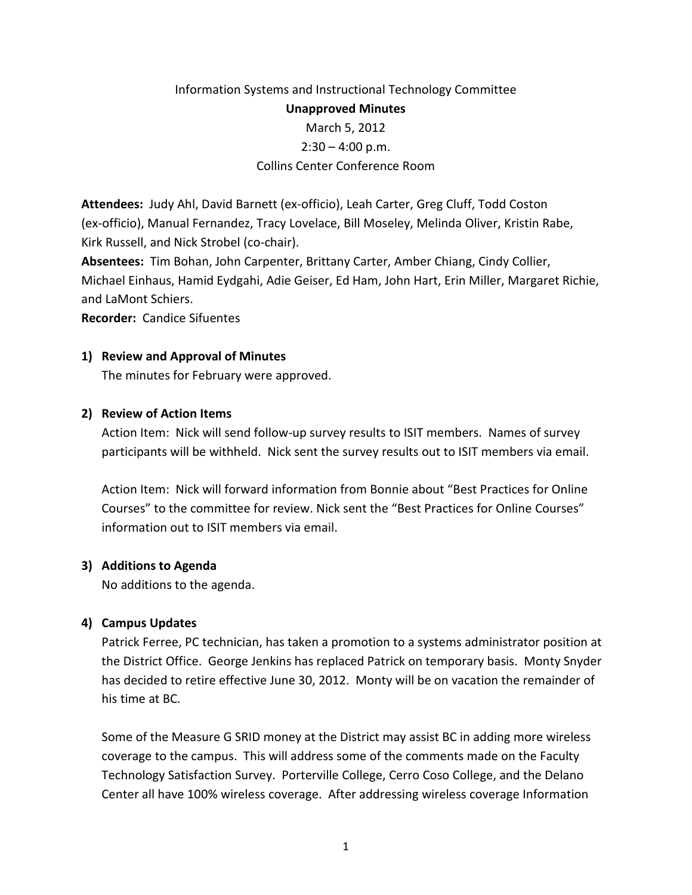Information Systems and Instructional Technology Committee

**Unapproved Minutes**

March 5, 2012

2:30 – 4:00 p.m.

Collins Center Conference Room

**Attendees:** Judy Ahl, David Barnett (ex-officio), Leah Carter, Greg Cluff, Todd Coston (ex-officio), Manual Fernandez, Tracy Lovelace, Bill Moseley, Melinda Oliver, Kristin Rabe, Kirk Russell, and Nick Strobel (co-chair).
**Absentees:** Tim Bohan, John Carpenter, Brittany Carter, Amber Chiang, Cindy Collier, Michael Einhaus, Hamid Eydgahi, Adie Geiser, Ed Ham, John Hart, Erin Miller, Margaret Richie, and LaMont Schiers.
**Recorder:** Candice Sifuentes

1) **Review and Approval of Minutes**

   The minutes for February were approved.

2) **Review of Action Items**

   Action Item: Nick will send follow-up survey results to ISIT members. Names of survey participants will be withheld. Nick sent the survey results out to ISIT members via email.

   Action Item: Nick will forward information from Bonnie about "Best Practices for Online Courses" to the committee for review. Nick sent the "Best Practices for Online Courses" information out to ISIT members via email.

3) **Additions to Agenda**

   No additions to the agenda.

4) **Campus Updates**

   Patrick Ferree, PC technician, has taken a promotion to a systems administrator position at the District Office. George Jenkins has replaced Patrick on temporary basis. Monty Snyder has decided to retire effective June 30, 2012. Monty will be on vacation the remainder of his time at BC.

   Some of the Measure G SRID money at the District may assist BC in adding more wireless coverage to the campus. This will address some of the comments made on the Faculty Technology Satisfaction Survey. Porterville College, Cerro Coso College, and the Delano Center all have 100% wireless coverage. After addressing wireless coverage Information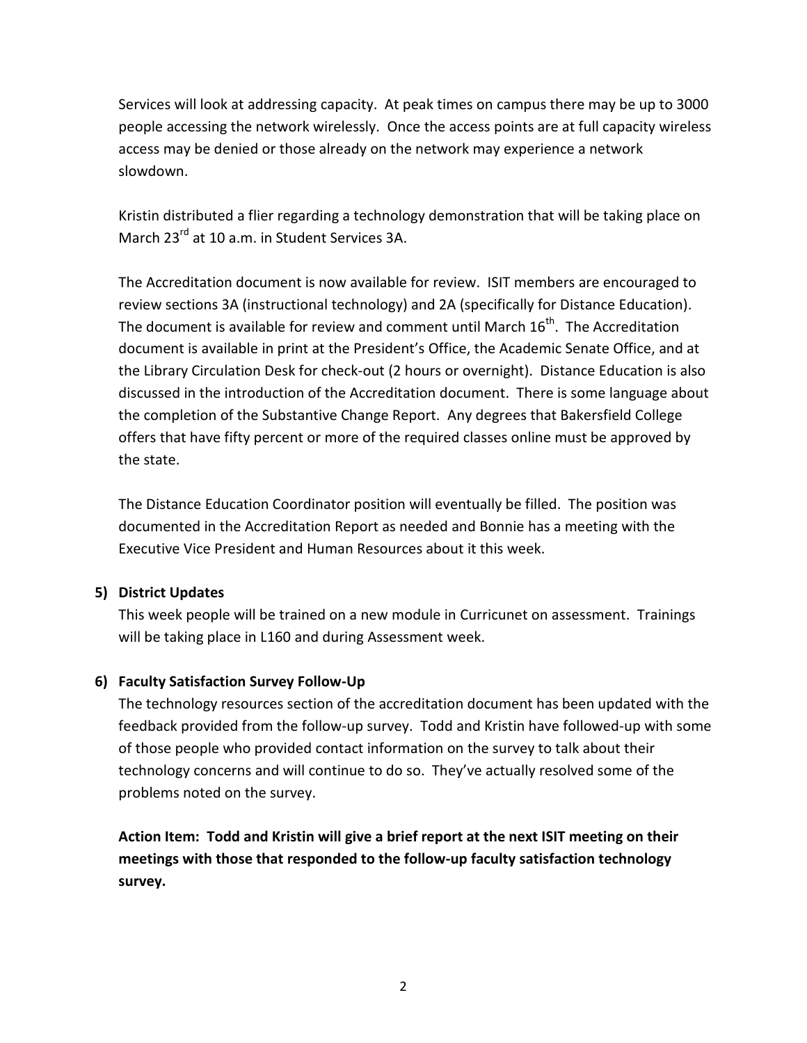Services will look at addressing capacity. At peak times on campus there may be up to 3000 people accessing the network wirelessly. Once the access points are at full capacity wireless access may be denied or those already on the network may experience a network slowdown.

Kristin distributed a flier regarding a technology demonstration that will be taking place on March 23rd at 10 a.m. in Student Services 3A.

The Accreditation document is now available for review. ISIT members are encouraged to review sections 3A (instructional technology) and 2A (specifically for Distance Education). The document is available for review and comment until March 16th. The Accreditation document is available in print at the President's Office, the Academic Senate Office, and at the Library Circulation Desk for check-out (2 hours or overnight). Distance Education is also discussed in the introduction of the Accreditation document. There is some language about the completion of the Substantive Change Report. Any degrees that Bakersfield College offers that have fifty percent or more of the required classes online must be approved by the state.

The Distance Education Coordinator position will eventually be filled. The position was documented in the Accreditation Report as needed and Bonnie has a meeting with the Executive Vice President and Human Resources about it this week.

**5) District Updates**

This week people will be trained on a new module in Curricunet on assessment. Trainings will be taking place in L160 and during Assessment week.

**6) Faculty Satisfaction Survey Follow-Up**

The technology resources section of the accreditation document has been updated with the feedback provided from the follow-up survey. Todd and Kristin have followed-up with some of those people who provided contact information on the survey to talk about their technology concerns and will continue to do so. They've actually resolved some of the problems noted on the survey.

**Action Item: Todd and Kristin will give a brief report at the next ISIT meeting on their meetings with those that responded to the follow-up faculty satisfaction technology survey.**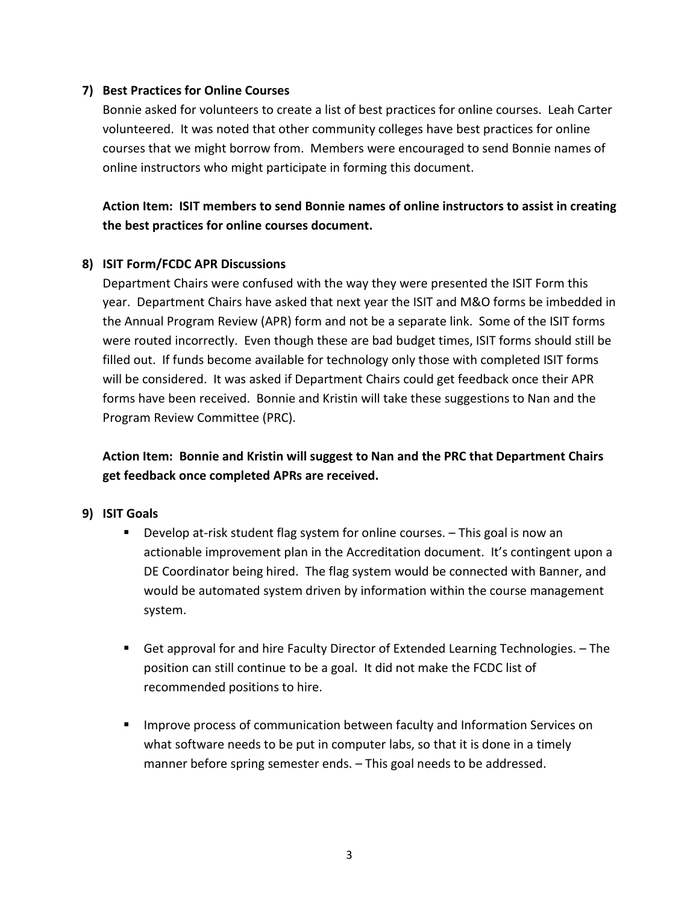**7) Best Practices for Online Courses**

Bonnie asked for volunteers to create a list of best practices for online courses. Leah Carter volunteered. It was noted that other community colleges have best practices for online courses that we might borrow from. Members were encouraged to send Bonnie names of online instructors who might participate in forming this document.

**Action Item: ISIT members to send Bonnie names of online instructors to assist in creating the best practices for online courses document.**

**8) ISIT Form/FCDC APR Discussions**

Department Chairs were confused with the way they were presented the ISIT Form this year. Department Chairs have asked that next year the ISIT and M&O forms be imbedded in the Annual Program Review (APR) form and not be a separate link. Some of the ISIT forms were routed incorrectly. Even though these are bad budget times, ISIT forms should still be filled out. If funds become available for technology only those with completed ISIT forms will be considered. It was asked if Department Chairs could get feedback once their APR forms have been received. Bonnie and Kristin will take these suggestions to Nan and the Program Review Committee (PRC).

**Action Item: Bonnie and Kristin will suggest to Nan and the PRC that Department Chairs get feedback once completed APRs are received.**

**9) ISIT Goals**

- Develop at-risk student flag system for online courses. – This goal is now an actionable improvement plan in the Accreditation document. It's contingent upon a DE Coordinator being hired. The flag system would be connected with Banner, and would be automated system driven by information within the course management system.

- Get approval for and hire Faculty Director of Extended Learning Technologies. – The position can still continue to be a goal. It did not make the FCDC list of recommended positions to hire.

- Improve process of communication between faculty and Information Services on what software needs to be put in computer labs, so that it is done in a timely manner before spring semester ends. – This goal needs to be addressed.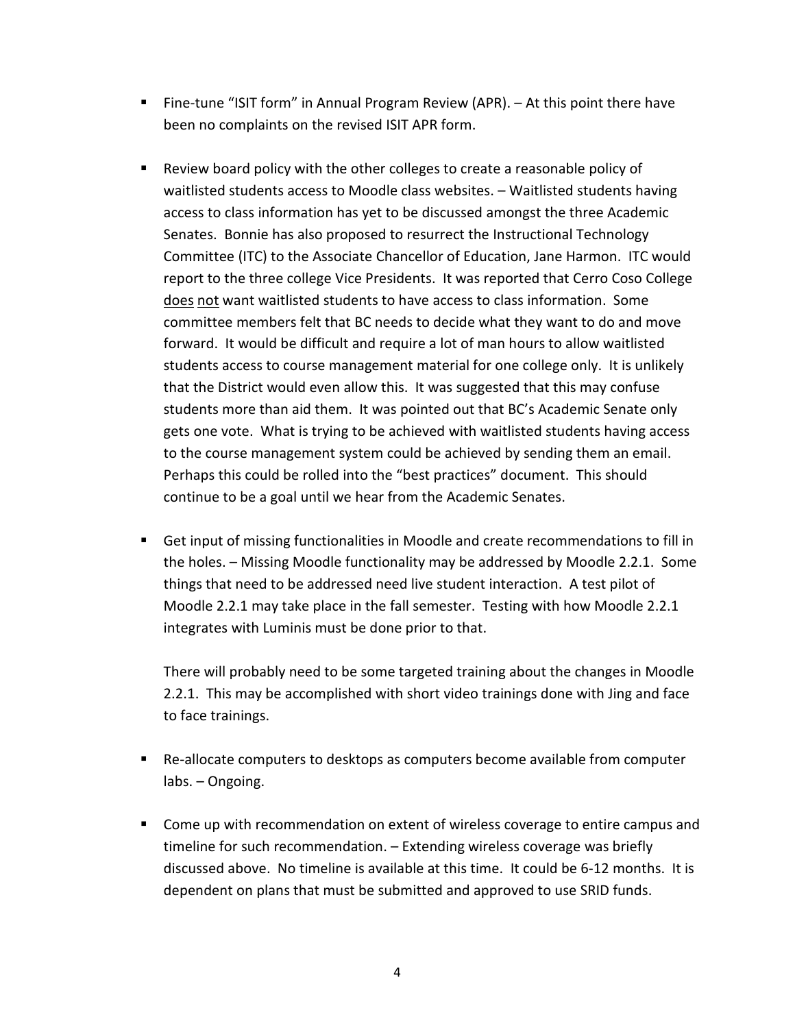- Fine-tune "ISIT form" in Annual Program Review (APR). – At this point there have been no complaints on the revised ISIT APR form.

- Review board policy with the other colleges to create a reasonable policy of waitlisted students access to Moodle class websites. – Waitlisted students having access to class information has yet to be discussed amongst the three Academic Senates. Bonnie has also proposed to resurrect the Instructional Technology Committee (ITC) to the Associate Chancellor of Education, Jane Harmon. ITC would report to the three college Vice Presidents. It was reported that Cerro Coso College <u>does</u> <u>not</u> want waitlisted students to have access to class information. Some committee members felt that BC needs to decide what they want to do and move forward. It would be difficult and require a lot of man hours to allow waitlisted students access to course management material for one college only. It is unlikely that the District would even allow this. It was suggested that this may confuse students more than aid them. It was pointed out that BC's Academic Senate only gets one vote. What is trying to be achieved with waitlisted students having access to the course management system could be achieved by sending them an email. Perhaps this could be rolled into the "best practices" document. This should continue to be a goal until we hear from the Academic Senates.

- Get input of missing functionalities in Moodle and create recommendations to fill in the holes. – Missing Moodle functionality may be addressed by Moodle 2.2.1. Some things that need to be addressed need live student interaction. A test pilot of Moodle 2.2.1 may take place in the fall semester. Testing with how Moodle 2.2.1 integrates with Luminis must be done prior to that.

  There will probably need to be some targeted training about the changes in Moodle 2.2.1. This may be accomplished with short video trainings done with Jing and face to face trainings.

- Re-allocate computers to desktops as computers become available from computer labs. – Ongoing.

- Come up with recommendation on extent of wireless coverage to entire campus and timeline for such recommendation. – Extending wireless coverage was briefly discussed above. No timeline is available at this time. It could be 6-12 months. It is dependent on plans that must be submitted and approved to use SRID funds.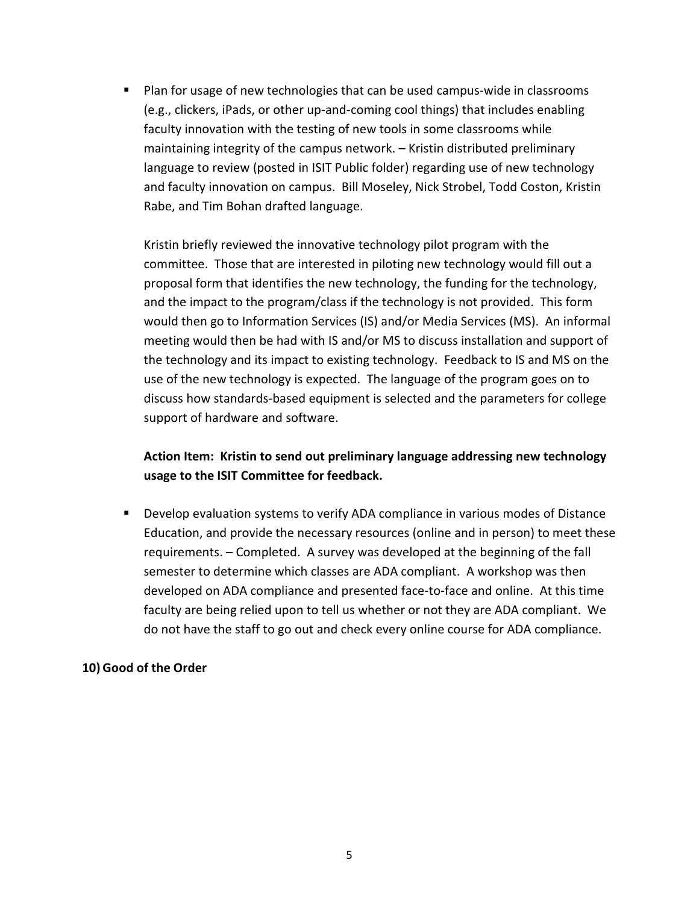- Plan for usage of new technologies that can be used campus-wide in classrooms (e.g., clickers, iPads, or other up-and-coming cool things) that includes enabling faculty innovation with the testing of new tools in some classrooms while maintaining integrity of the campus network. – Kristin distributed preliminary language to review (posted in ISIT Public folder) regarding use of new technology and faculty innovation on campus. Bill Moseley, Nick Strobel, Todd Coston, Kristin Rabe, and Tim Bohan drafted language.

  Kristin briefly reviewed the innovative technology pilot program with the committee. Those that are interested in piloting new technology would fill out a proposal form that identifies the new technology, the funding for the technology, and the impact to the program/class if the technology is not provided. This form would then go to Information Services (IS) and/or Media Services (MS). An informal meeting would then be had with IS and/or MS to discuss installation and support of the technology and its impact to existing technology. Feedback to IS and MS on the use of the new technology is expected. The language of the program goes on to discuss how standards-based equipment is selected and the parameters for college support of hardware and software.

  **Action Item: Kristin to send out preliminary language addressing new technology usage to the ISIT Committee for feedback.**

- Develop evaluation systems to verify ADA compliance in various modes of Distance Education, and provide the necessary resources (online and in person) to meet these requirements. – Completed. A survey was developed at the beginning of the fall semester to determine which classes are ADA compliant. A workshop was then developed on ADA compliance and presented face-to-face and online. At this time faculty are being relied upon to tell us whether or not they are ADA compliant. We do not have the staff to go out and check every online course for ADA compliance.

**10) Good of the Order**